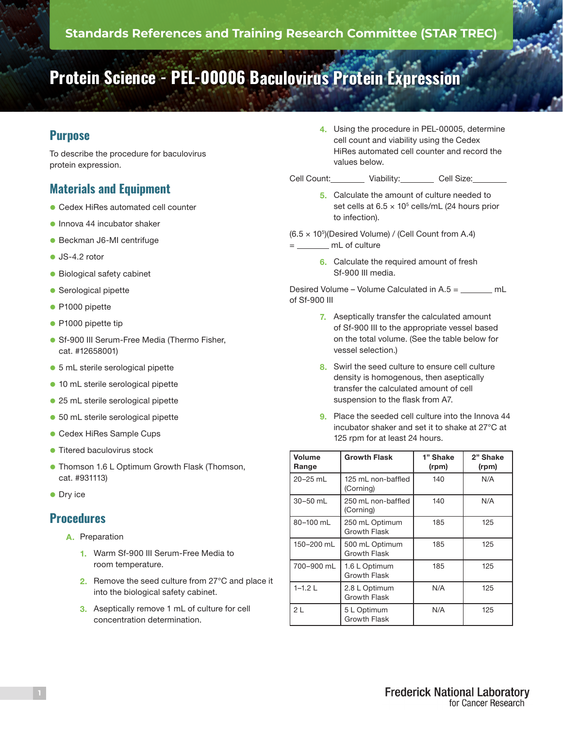Standards References and Training Research Committee (STAR TREC)

# Protein Science - PEL-00006 Baculovirus Protein Expression

## Purpose

To describe the procedure for baculovirus protein expression.

## Materials and Equipment

- Cedex HiRes automated cell counter
- Innova 44 incubator shaker
- Beckman J6-MI centrifuge
- JS-4.2 rotor
- Biological safety cabinet
- Serological pipette
- P1000 pipette
- P1000 pipette tip
- Sf-900 III Serum-Free Media (Thermo Fisher, cat. #12658001)
- 5 mL sterile serological pipette
- 10 mL sterile serological pipette
- 25 mL sterile serological pipette
- 50 mL sterile serological pipette
- Cedex HiRes Sample Cups
- Titered baculovirus stock
- Thomson 1.6 L Optimum Growth Flask (Thomson, cat. #931113)
- Dry ice

## Procedures

A. Preparation

1. Warm Sf-900 III Serum-Free Media to room temperature.
2. Remove the seed culture from 27°C and place it into the biological safety cabinet.
3. Aseptically remove 1 mL of culture for cell concentration determination.
4. Using the procedure in PEL-00005, determine cell count and viability using the Cedex HiRes automated cell counter and record the values below.

Cell Count:________ Viability:________ Cell Size:________

5. Calculate the amount of culture needed to set cells at $6.5 \times 10^5$ cells/mL (24 hours prior to infection).

$(6.5 \times 10^5)$(Desired Volume) / (Cell Count from A.4) = ________ mL of culture

6. Calculate the required amount of fresh Sf-900 III media.

Desired Volume – Volume Calculated in A.5 = ________ mL of Sf-900 III

7. Aseptically transfer the calculated amount of Sf-900 III to the appropriate vessel based on the total volume. (See the table below for vessel selection.)
8. Swirl the seed culture to ensure cell culture density is homogenous, then aseptically transfer the calculated amount of cell suspension to the flask from A7.
9. Place the seeded cell culture into the Innova 44 incubator shaker and set it to shake at 27°C at 125 rpm for at least 24 hours.

| Volume Range | Growth Flask | 1" Shake (rpm) | 2" Shake (rpm) |
|---|---|---|---|
| 20–25 mL | 125 mL non-baffled (Corning) | 140 | N/A |
| 30–50 mL | 250 mL non-baffled (Corning) | 140 | N/A |
| 80–100 mL | 250 mL Optimum Growth Flask | 185 | 125 |
| 150–200 mL | 500 mL Optimum Growth Flask | 185 | 125 |
| 700–900 mL | 1.6 L Optimum Growth Flask | 185 | 125 |
| 1–1.2 L | 2.8 L Optimum Growth Flask | N/A | 125 |
| 2 L | 5 L Optimum Growth Flask | N/A | 125 |

Frederick National Laboratory for Cancer Research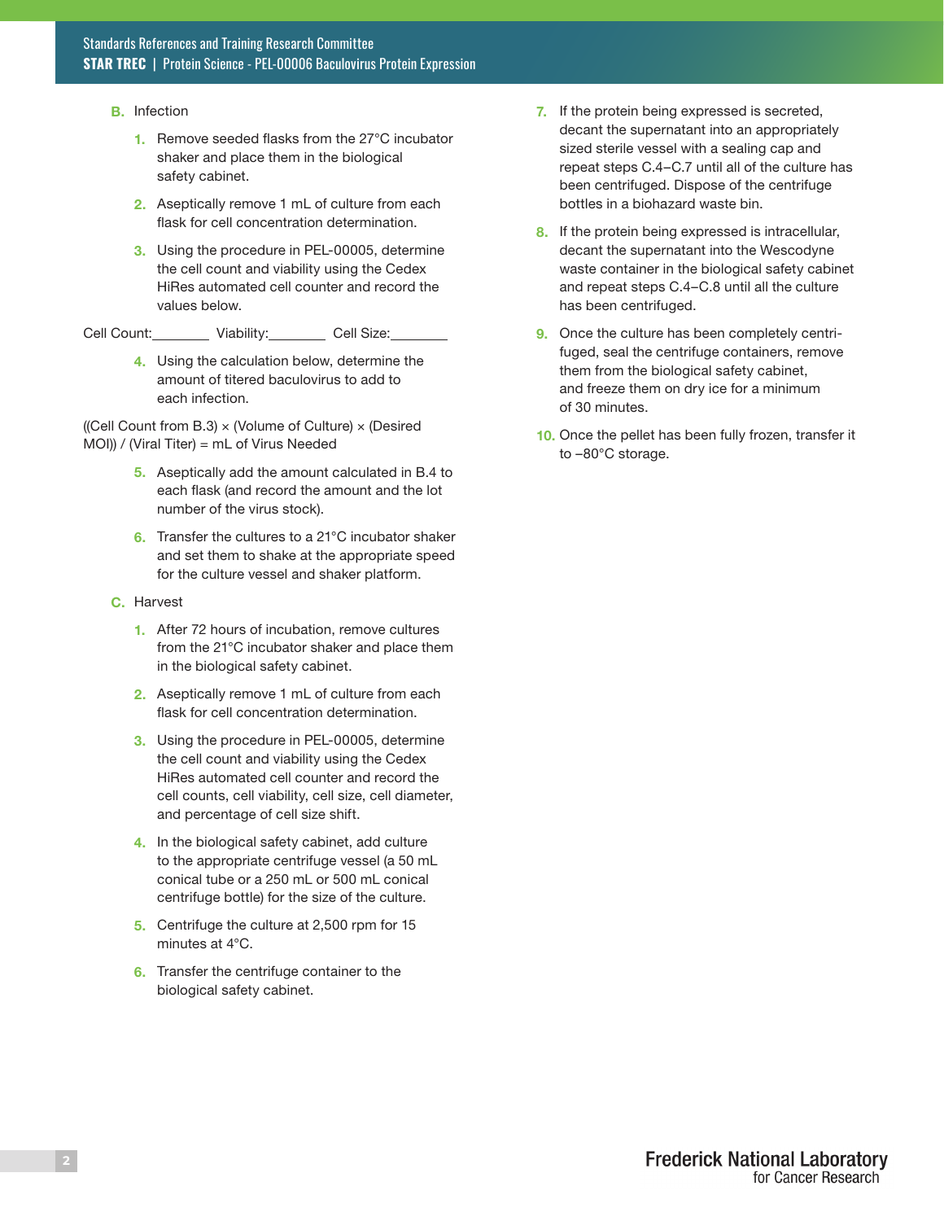**B.** Infection

1. Remove seeded flasks from the 27°C incubator shaker and place them in the biological safety cabinet.
2. Aseptically remove 1 mL of culture from each flask for cell concentration determination.
3. Using the procedure in PEL-00005, determine the cell count and viability using the Cedex HiRes automated cell counter and record the values below.

Cell Count:________ Viability:________ Cell Size:________

4. Using the calculation below, determine the amount of titered baculovirus to add to each infection.

((Cell Count from B.3) × (Volume of Culture) × (Desired MOI)) / (Viral Titer) = mL of Virus Needed

5. Aseptically add the amount calculated in B.4 to each flask (and record the amount and the lot number of the virus stock).
6. Transfer the cultures to a 21°C incubator shaker and set them to shake at the appropriate speed for the culture vessel and shaker platform.

**C.** Harvest

1. After 72 hours of incubation, remove cultures from the 21°C incubator shaker and place them in the biological safety cabinet.
2. Aseptically remove 1 mL of culture from each flask for cell concentration determination.
3. Using the procedure in PEL-00005, determine the cell count and viability using the Cedex HiRes automated cell counter and record the cell counts, cell viability, cell size, cell diameter, and percentage of cell size shift.
4. In the biological safety cabinet, add culture to the appropriate centrifuge vessel (a 50 mL conical tube or a 250 mL or 500 mL conical centrifuge bottle) for the size of the culture.
5. Centrifuge the culture at 2,500 rpm for 15 minutes at 4°C.
6. Transfer the centrifuge container to the biological safety cabinet.
7. If the protein being expressed is secreted, decant the supernatant into an appropriately sized sterile vessel with a sealing cap and repeat steps C.4–C.7 until all of the culture has been centrifuged. Dispose of the centrifuge bottles in a biohazard waste bin.
8. If the protein being expressed is intracellular, decant the supernatant into the Wescodyne waste container in the biological safety cabinet and repeat steps C.4–C.8 until all the culture has been centrifuged.
9. Once the culture has been completely centrifuged, seal the centrifuge containers, remove them from the biological safety cabinet, and freeze them on dry ice for a minimum of 30 minutes.
10. Once the pellet has been fully frozen, transfer it to –80°C storage.